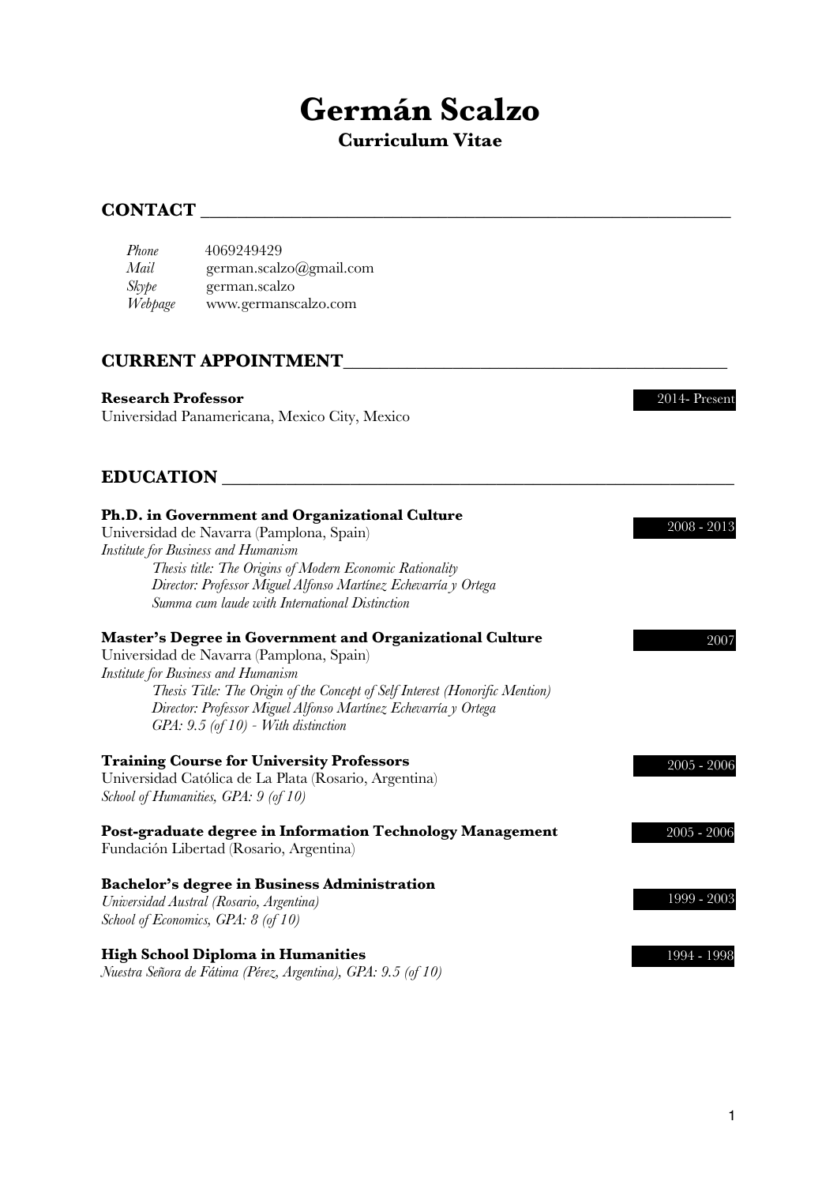# Germán Scalzo

**Curriculum Vitae**

## CONTACT

*Phone* 4069249429
*Mail* german.scalzo@gmail.com
*Skype* german.scalzo
*Webpage* www.germanscalzo.com

## CURRENT APPOINTMENT

**Research Professor** — 2014- Present
Universidad Panamericana, Mexico City, Mexico

## EDUCATION

**Ph.D. in Government and Organizational Culture** — 2008 - 2013
Universidad de Navarra (Pamplona, Spain)
*Institute for Business and Humanism*
*Thesis title: The Origins of Modern Economic Rationality*
*Director: Professor Miguel Alfonso Martínez Echevarría y Ortega*
*Summa cum laude with International Distinction*

**Master's Degree in Government and Organizational Culture** — 2007
Universidad de Navarra (Pamplona, Spain)
*Institute for Business and Humanism*
*Thesis Title: The Origin of the Concept of Self Interest (Honorific Mention)*
*Director: Professor Miguel Alfonso Martínez Echevarría y Ortega*
*GPA: 9.5 (of 10) - With distinction*

**Training Course for University Professors** — 2005 - 2006
Universidad Católica de La Plata (Rosario, Argentina)
*School of Humanities, GPA: 9 (of 10)*

**Post-graduate degree in Information Technology Management** — 2005 - 2006
Fundación Libertad (Rosario, Argentina)

**Bachelor's degree in Business Administration** — 1999 - 2003
*Universidad Austral (Rosario, Argentina)*
*School of Economics, GPA: 8 (of 10)*

**High School Diploma in Humanities** — 1994 - 1998
*Nuestra Señora de Fátima (Pérez, Argentina), GPA: 9.5 (of 10)*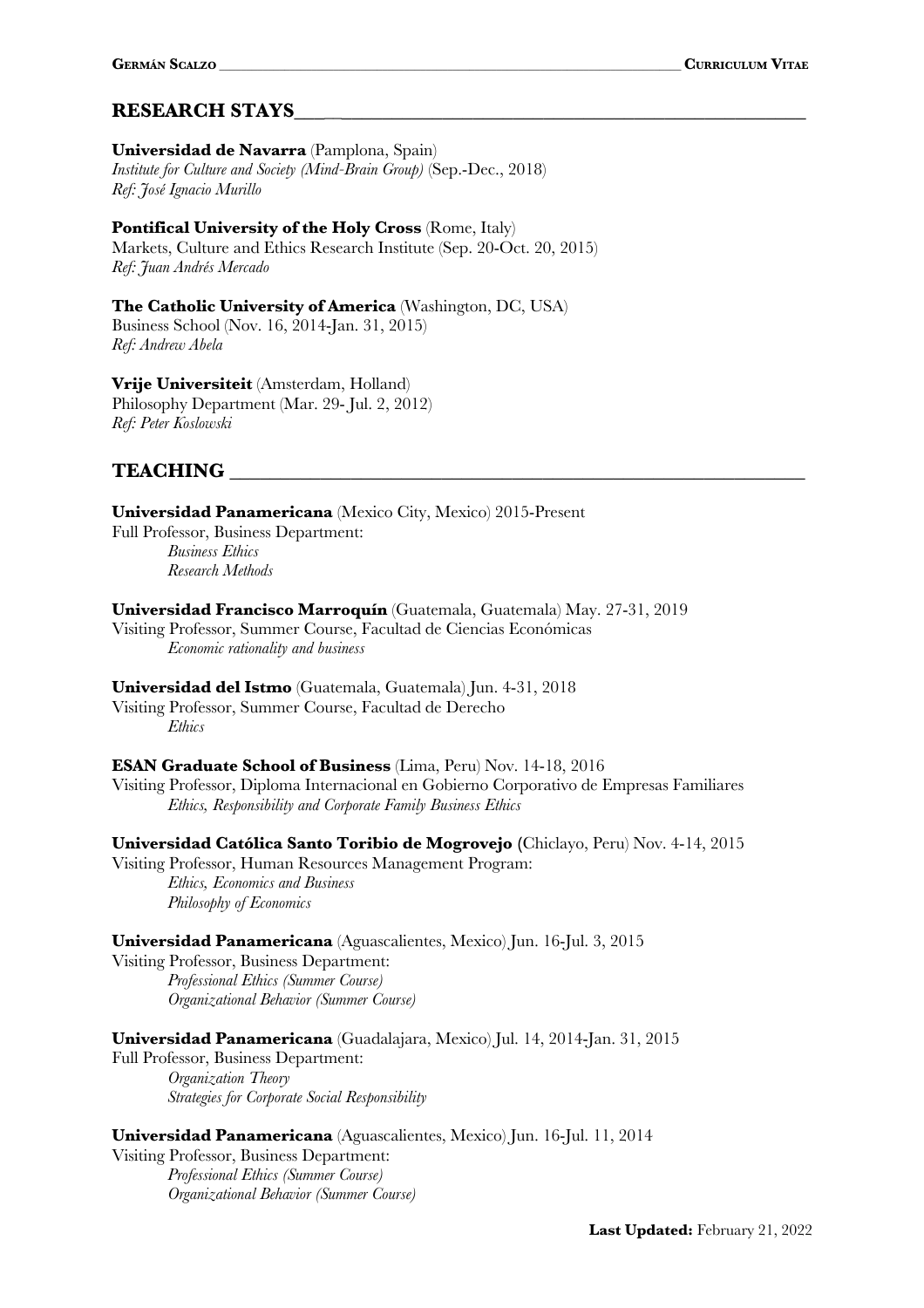## RESEARCH STAYS

**Universidad de Navarra** (Pamplona, Spain)
*Institute for Culture and Society (Mind-Brain Group)* (Sep.-Dec., 2018)
*Ref: José Ignacio Murillo*

**Pontifical University of the Holy Cross** (Rome, Italy)
Markets, Culture and Ethics Research Institute (Sep. 20-Oct. 20, 2015)
*Ref: Juan Andrés Mercado*

**The Catholic University of America** (Washington, DC, USA)
Business School (Nov. 16, 2014-Jan. 31, 2015)
*Ref: Andrew Abela*

**Vrije Universiteit** (Amsterdam, Holland)
Philosophy Department (Mar. 29- Jul. 2, 2012)
*Ref: Peter Koslowski*

## TEACHING

**Universidad Panamericana** (Mexico City, Mexico) 2015-Present
Full Professor, Business Department:
- *Business Ethics*
- *Research Methods*

**Universidad Francisco Marroquín** (Guatemala, Guatemala) May. 27-31, 2019
Visiting Professor, Summer Course, Facultad de Ciencias Económicas
- *Economic rationality and business*

**Universidad del Istmo** (Guatemala, Guatemala) Jun. 4-31, 2018
Visiting Professor, Summer Course, Facultad de Derecho
- *Ethics*

**ESAN Graduate School of Business** (Lima, Peru) Nov. 14-18, 2016
Visiting Professor, Diploma Internacional en Gobierno Corporativo de Empresas Familiares
- *Ethics, Responsibility and Corporate Family Business Ethics*

**Universidad Católica Santo Toribio de Mogrovejo** (Chiclayo, Peru) Nov. 4-14, 2015
Visiting Professor, Human Resources Management Program:
- *Ethics, Economics and Business*
- *Philosophy of Economics*

**Universidad Panamericana** (Aguascalientes, Mexico) Jun. 16-Jul. 3, 2015
Visiting Professor, Business Department:
- *Professional Ethics (Summer Course)*
- *Organizational Behavior (Summer Course)*

**Universidad Panamericana** (Guadalajara, Mexico) Jul. 14, 2014-Jan. 31, 2015
Full Professor, Business Department:
- *Organization Theory*
- *Strategies for Corporate Social Responsibility*

**Universidad Panamericana** (Aguascalientes, Mexico) Jun. 16-Jul. 11, 2014
Visiting Professor, Business Department:
- *Professional Ethics (Summer Course)*
- *Organizational Behavior (Summer Course)*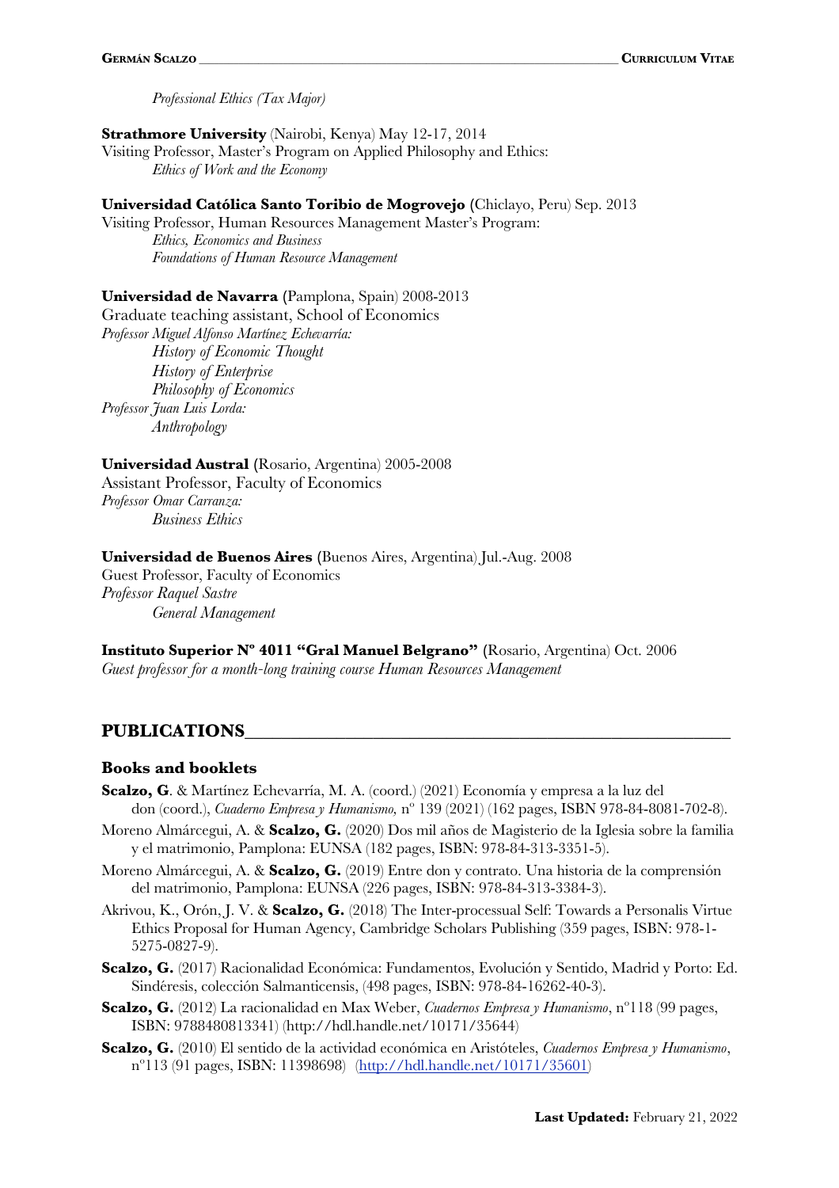*Professional Ethics (Tax Major)*

**Strathmore University** (Nairobi, Kenya) May 12-17, 2014
Visiting Professor, Master's Program on Applied Philosophy and Ethics:
*Ethics of Work and the Economy*

**Universidad Católica Santo Toribio de Mogrovejo** (Chiclayo, Peru) Sep. 2013
Visiting Professor, Human Resources Management Master's Program:
*Ethics, Economics and Business*
*Foundations of Human Resource Management*

**Universidad de Navarra** (Pamplona, Spain) 2008-2013
Graduate teaching assistant, School of Economics
*Professor Miguel Alfonso Martínez Echevarría:*
*History of Economic Thought*
*History of Enterprise*
*Philosophy of Economics*
*Professor Juan Luis Lorda:*
*Anthropology*

**Universidad Austral** (Rosario, Argentina) 2005-2008
Assistant Professor, Faculty of Economics
*Professor Omar Carranza:*
*Business Ethics*

**Universidad de Buenos Aires** (Buenos Aires, Argentina) Jul.-Aug. 2008
Guest Professor, Faculty of Economics
*Professor Raquel Sastre*
*General Management*

**Instituto Superior Nº 4011 "Gral Manuel Belgrano"** (Rosario, Argentina) Oct. 2006
*Guest professor for a month-long training course Human Resources Management*

## PUBLICATIONS

### Books and booklets

**Scalzo, G**. & Martínez Echevarría, M. A. (coord.) (2021) Economía y empresa a la luz del don (coord.), *Cuaderno Empresa y Humanismo*, nº 139 (2021) (162 pages, ISBN 978-84-8081-702-8).

Moreno Almárcegui, A. & **Scalzo, G.** (2020) Dos mil años de Magisterio de la Iglesia sobre la familia y el matrimonio, Pamplona: EUNSA (182 pages, ISBN: 978-84-313-3351-5).

Moreno Almárcegui, A. & **Scalzo, G.** (2019) Entre don y contrato. Una historia de la comprensión del matrimonio, Pamplona: EUNSA (226 pages, ISBN: 978-84-313-3384-3).

Akrivou, K., Orón, J. V. & **Scalzo, G.** (2018) The Inter-processual Self: Towards a Personalis Virtue Ethics Proposal for Human Agency, Cambridge Scholars Publishing (359 pages, ISBN: 978-1-5275-0827-9).

**Scalzo, G.** (2017) Racionalidad Económica: Fundamentos, Evolución y Sentido, Madrid y Porto: Ed. Sindéresis, colección Salmanticensis, (498 pages, ISBN: 978-84-16262-40-3).

**Scalzo, G.** (2012) La racionalidad en Max Weber, *Cuadernos Empresa y Humanismo*, nº118 (99 pages, ISBN: 9788480813341) (http://hdl.handle.net/10171/35644)

**Scalzo, G.** (2010) El sentido de la actividad económica en Aristóteles, *Cuadernos Empresa y Humanismo*, nº113 (91 pages, ISBN: 11398698) (http://hdl.handle.net/10171/35601)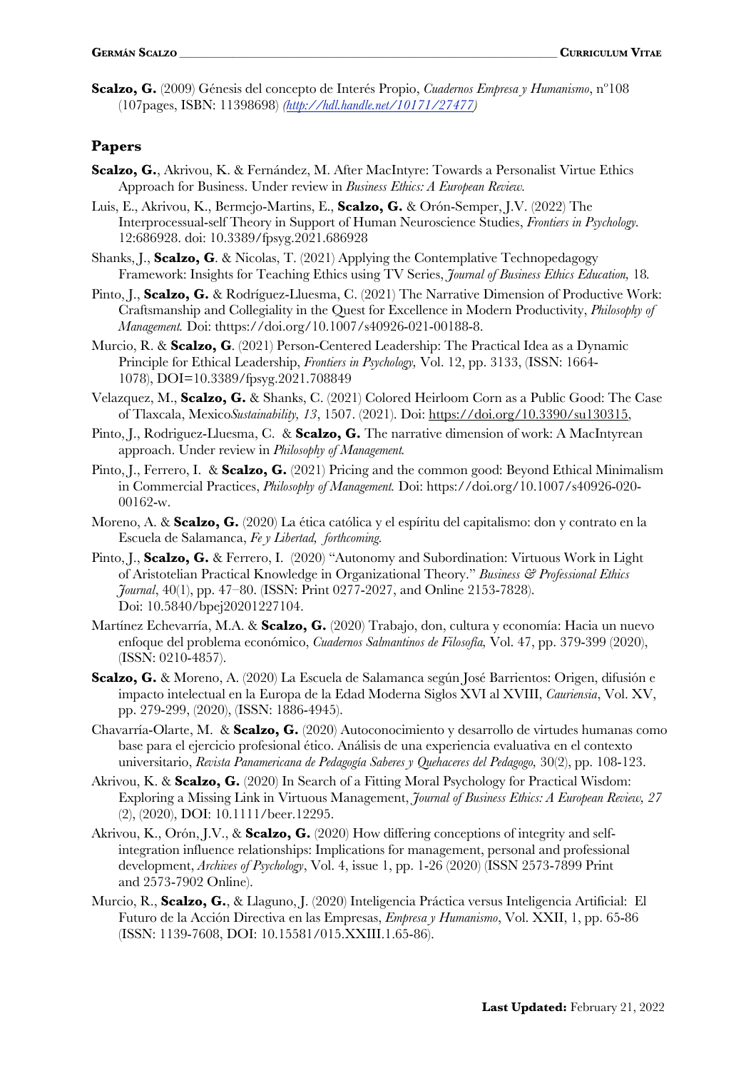**Scalzo, G.** (2009) Génesis del concepto de Interés Propio, *Cuadernos Empresa y Humanismo*, nº108 (107pages, ISBN: 11398698) *(http://hdl.handle.net/10171/27477)*

## Papers

**Scalzo, G.**, Akrivou, K. & Fernández, M. After MacIntyre: Towards a Personalist Virtue Ethics Approach for Business. Under review in *Business Ethics: A European Review.*

Luis, E., Akrivou, K., Bermejo-Martins, E., **Scalzo, G.** & Orón-Semper, J.V. (2022) The Interprocessual-self Theory in Support of Human Neuroscience Studies, *Frontiers in Psychology.* 12:686928. doi: 10.3389/fpsyg.2021.686928

Shanks, J., **Scalzo, G**. & Nicolas, T. (2021) Applying the Contemplative Technopedagogy Framework: Insights for Teaching Ethics using TV Series, *Journal of Business Ethics Education,* 18.

Pinto, J., **Scalzo, G.** & Rodríguez-Lluesma, C. (2021) The Narrative Dimension of Productive Work: Craftsmanship and Collegiality in the Quest for Excellence in Modern Productivity, *Philosophy of Management.* Doi: thttps://doi.org/10.1007/s40926-021-00188-8.

Murcio, R. & **Scalzo, G**. (2021) Person-Centered Leadership: The Practical Idea as a Dynamic Principle for Ethical Leadership, *Frontiers in Psychology,* Vol. 12, pp. 3133, (ISSN: 1664-1078), DOI=10.3389/fpsyg.2021.708849

Velazquez, M., **Scalzo, G.** & Shanks, C. (2021) Colored Heirloom Corn as a Public Good: The Case of Tlaxcala, Mexico*Sustainability, 13*, 1507. (2021). Doi: https://doi.org/10.3390/su130315,

Pinto, J., Rodriguez-Lluesma, C. & **Scalzo, G.** The narrative dimension of work: A MacIntyrean approach. Under review in *Philosophy of Management.*

Pinto, J., Ferrero, I. & **Scalzo, G.** (2021) Pricing and the common good: Beyond Ethical Minimalism in Commercial Practices, *Philosophy of Management.* Doi: https://doi.org/10.1007/s40926-020-00162-w.

Moreno, A. & **Scalzo, G.** (2020) La ética católica y el espíritu del capitalismo: don y contrato en la Escuela de Salamanca, *Fe y Libertad, forthcoming.*

Pinto, J., **Scalzo, G.** & Ferrero, I. (2020) "Autonomy and Subordination: Virtuous Work in Light of Aristotelian Practical Knowledge in Organizational Theory." *Business & Professional Ethics Journal*, 40(1), pp. 47–80. (ISSN: Print 0277-2027, and Online 2153-7828). Doi: 10.5840/bpej20201227104.

Martínez Echevarría, M.A. & **Scalzo, G.** (2020) Trabajo, don, cultura y economía: Hacia un nuevo enfoque del problema económico, *Cuadernos Salmantinos de Filosofía,* Vol. 47, pp. 379-399 (2020), (ISSN: 0210-4857).

**Scalzo, G.** & Moreno, A. (2020) La Escuela de Salamanca según José Barrientos: Origen, difusión e impacto intelectual en la Europa de la Edad Moderna Siglos XVI al XVIII, *Cauriensia*, Vol. XV, pp. 279-299, (2020), (ISSN: 1886-4945).

Chavarría-Olarte, M. & **Scalzo, G.** (2020) Autoconocimiento y desarrollo de virtudes humanas como base para el ejercicio profesional ético. Análisis de una experiencia evaluativa en el contexto universitario, *Revista Panamericana de Pedagogía Saberes y Quehaceres del Pedagogo,* 30(2), pp. 108-123.

Akrivou, K. & **Scalzo, G.** (2020) In Search of a Fitting Moral Psychology for Practical Wisdom: Exploring a Missing Link in Virtuous Management, *Journal of Business Ethics: A European Review, 27* (2), (2020), DOI: 10.1111/beer.12295.

Akrivou, K., Orón, J.V., & **Scalzo, G.** (2020) How differing conceptions of integrity and self-integration influence relationships: Implications for management, personal and professional development, *Archives of Psychology*, Vol. 4, issue 1, pp. 1-26 (2020) (ISSN 2573-7899 Print and 2573-7902 Online).

Murcio, R., **Scalzo, G.**, & Llaguno, J. (2020) Inteligencia Práctica versus Inteligencia Artificial: El Futuro de la Acción Directiva en las Empresas, *Empresa y Humanismo*, Vol. XXII, 1, pp. 65-86 (ISSN: 1139-7608, DOI: 10.15581/015.XXIII.1.65-86).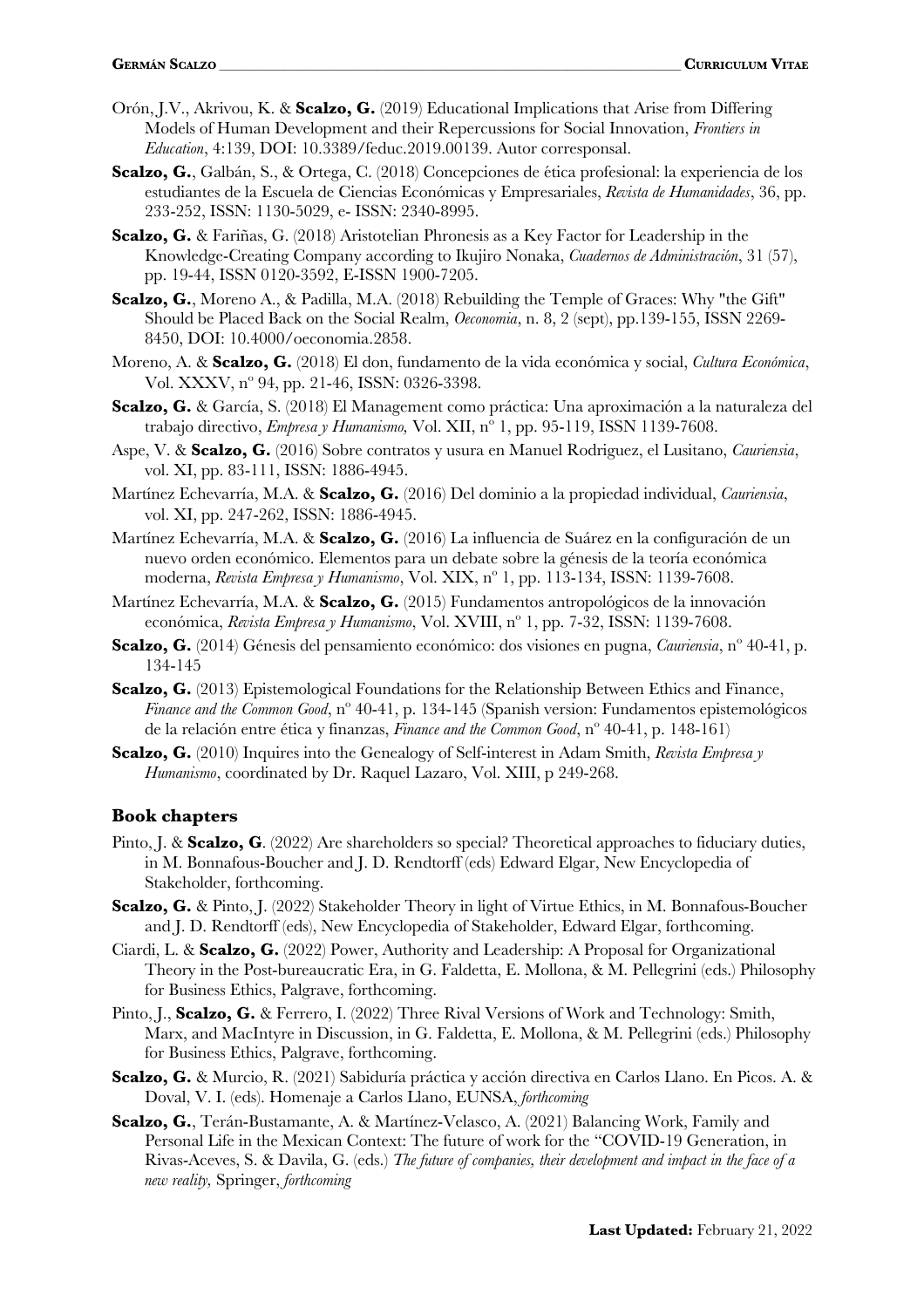Orón, J.V., Akrivou, K. & **Scalzo, G.** (2019) Educational Implications that Arise from Differing Models of Human Development and their Repercussions for Social Innovation, *Frontiers in Education*, 4:139, DOI: 10.3389/feduc.2019.00139. Autor corresponsal.

**Scalzo, G.**, Galbán, S., & Ortega, C. (2018) Concepciones de ética profesional: la experiencia de los estudiantes de la Escuela de Ciencias Económicas y Empresariales, *Revista de Humanidades*, 36, pp. 233-252, ISSN: 1130-5029, e- ISSN: 2340-8995.

**Scalzo, G.** & Fariñas, G. (2018) Aristotelian Phronesis as a Key Factor for Leadership in the Knowledge-Creating Company according to Ikujiro Nonaka, *Cuadernos de Administración*, 31 (57), pp. 19-44, ISSN 0120-3592, E-ISSN 1900-7205.

**Scalzo, G.**, Moreno A., & Padilla, M.A. (2018) Rebuilding the Temple of Graces: Why "the Gift" Should be Placed Back on the Social Realm, *Oeconomia*, n. 8, 2 (sept), pp.139-155, ISSN 2269-8450, DOI: 10.4000/oeconomia.2858.

Moreno, A. & **Scalzo, G.** (2018) El don, fundamento de la vida económica y social, *Cultura Económica*, Vol. XXXV, nº 94, pp. 21-46, ISSN: 0326-3398.

**Scalzo, G.** & García, S. (2018) El Management como práctica: Una aproximación a la naturaleza del trabajo directivo, *Empresa y Humanismo,* Vol. XII, nº 1, pp. 95-119, ISSN 1139-7608.

Aspe, V. & **Scalzo, G.** (2016) Sobre contratos y usura en Manuel Rodriguez, el Lusitano, *Cauriensia*, vol. XI, pp. 83-111, ISSN: 1886-4945.

Martínez Echevarría, M.A. & **Scalzo, G.** (2016) Del dominio a la propiedad individual, *Cauriensia*, vol. XI, pp. 247-262, ISSN: 1886-4945.

Martínez Echevarría, M.A. & **Scalzo, G.** (2016) La influencia de Suárez en la configuración de un nuevo orden económico. Elementos para un debate sobre la génesis de la teoría económica moderna, *Revista Empresa y Humanismo*, Vol. XIX, nº 1, pp. 113-134, ISSN: 1139-7608.

Martínez Echevarría, M.A. & **Scalzo, G.** (2015) Fundamentos antropológicos de la innovación económica, *Revista Empresa y Humanismo*, Vol. XVIII, nº 1, pp. 7-32, ISSN: 1139-7608.

**Scalzo, G.** (2014) Génesis del pensamiento económico: dos visiones en pugna, *Cauriensia*, nº 40-41, p. 134-145

**Scalzo, G.** (2013) Epistemological Foundations for the Relationship Between Ethics and Finance, *Finance and the Common Good*, nº 40-41, p. 134-145 (Spanish version: Fundamentos epistemológicos de la relación entre ética y finanzas, *Finance and the Common Good*, nº 40-41, p. 148-161)

**Scalzo, G.** (2010) Inquires into the Genealogy of Self-interest in Adam Smith, *Revista Empresa y Humanismo*, coordinated by Dr. Raquel Lazaro, Vol. XIII, p 249-268.

## Book chapters

Pinto, J. & **Scalzo, G**. (2022) Are shareholders so special? Theoretical approaches to fiduciary duties, in M. Bonnafous-Boucher and J. D. Rendtorff (eds) Edward Elgar, New Encyclopedia of Stakeholder, forthcoming.

**Scalzo, G.** & Pinto, J. (2022) Stakeholder Theory in light of Virtue Ethics, in M. Bonnafous-Boucher and J. D. Rendtorff (eds), New Encyclopedia of Stakeholder, Edward Elgar, forthcoming.

Ciardi, L. & **Scalzo, G.** (2022) Power, Authority and Leadership: A Proposal for Organizational Theory in the Post-bureaucratic Era, in G. Faldetta, E. Mollona, & M. Pellegrini (eds.) Philosophy for Business Ethics, Palgrave, forthcoming.

Pinto, J., **Scalzo, G.** & Ferrero, I. (2022) Three Rival Versions of Work and Technology: Smith, Marx, and MacIntyre in Discussion, in G. Faldetta, E. Mollona, & M. Pellegrini (eds.) Philosophy for Business Ethics, Palgrave, forthcoming.

**Scalzo, G.** & Murcio, R. (2021) Sabiduría práctica y acción directiva en Carlos Llano. En Picos. A. & Doval, V. I. (eds). Homenaje a Carlos Llano, EUNSA, *forthcoming*

**Scalzo, G.**, Terán-Bustamante, A. & Martínez-Velasco, A. (2021) Balancing Work, Family and Personal Life in the Mexican Context: The future of work for the "COVID-19 Generation, in Rivas-Aceves, S. & Davila, G. (eds.) *The future of companies, their development and impact in the face of a new reality,* Springer, *forthcoming*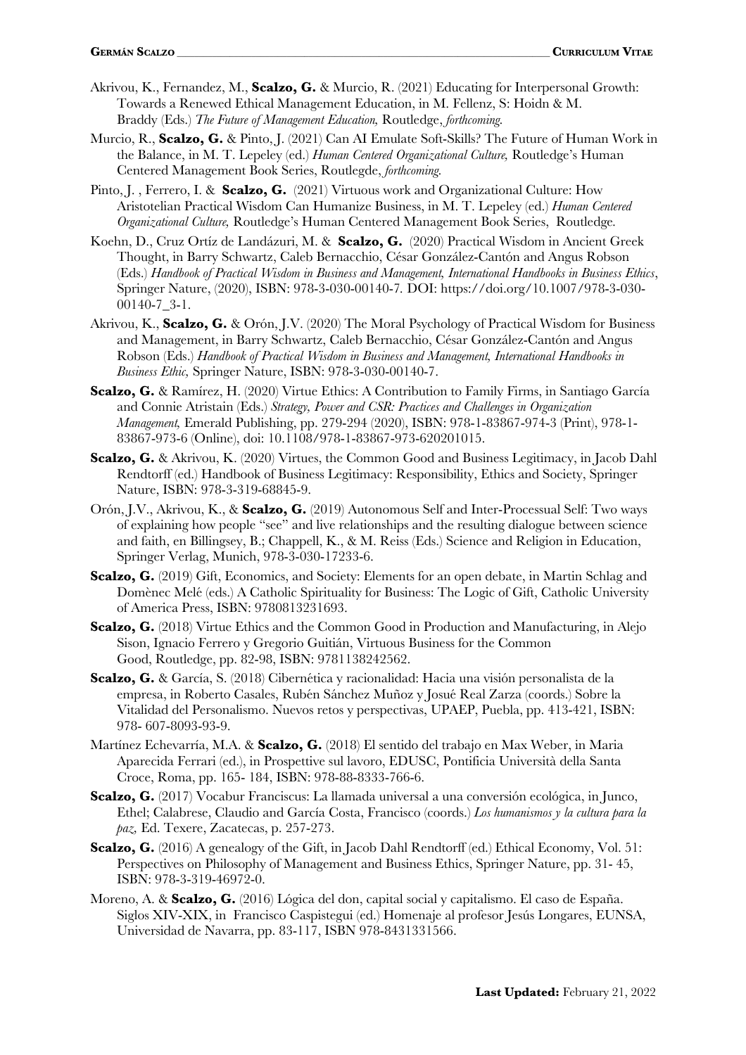Akrivou, K., Fernandez, M., **Scalzo, G.** & Murcio, R. (2021) Educating for Interpersonal Growth: Towards a Renewed Ethical Management Education, in M. Fellenz, S: Hoidn & M. Braddy (Eds.) *The Future of Management Education,* Routledge, *forthcoming.*

Murcio, R., **Scalzo, G.** & Pinto, J. (2021) Can AI Emulate Soft-Skills? The Future of Human Work in the Balance, in M. T. Lepeley (ed.) *Human Centered Organizational Culture,* Routledge's Human Centered Management Book Series, Routlegde, *forthcoming.*

Pinto, J. , Ferrero, I. & **Scalzo, G.** (2021) Virtuous work and Organizational Culture: How Aristotelian Practical Wisdom Can Humanize Business, in M. T. Lepeley (ed.) *Human Centered Organizational Culture,* Routledge's Human Centered Management Book Series, Routledge.

Koehn, D., Cruz Ortíz de Landázuri, M. & **Scalzo, G.** (2020) Practical Wisdom in Ancient Greek Thought, in Barry Schwartz, Caleb Bernacchio, César González-Cantón and Angus Robson (Eds.) *Handbook of Practical Wisdom in Business and Management, International Handbooks in Business Ethics*, Springer Nature, (2020), ISBN: 978-3-030-00140-7. DOI: https://doi.org/10.1007/978-3-030-00140-7_3-1.

Akrivou, K., **Scalzo, G.** & Orón, J.V. (2020) The Moral Psychology of Practical Wisdom for Business and Management, in Barry Schwartz, Caleb Bernacchio, César González-Cantón and Angus Robson (Eds.) *Handbook of Practical Wisdom in Business and Management, International Handbooks in Business Ethic,* Springer Nature, ISBN: 978-3-030-00140-7.

**Scalzo, G.** & Ramírez, H. (2020) Virtue Ethics: A Contribution to Family Firms, in Santiago García and Connie Atristain (Eds.) *Strategy, Power and CSR: Practices and Challenges in Organization Management,* Emerald Publishing, pp. 279-294 (2020), ISBN: 978-1-83867-974-3 (Print), 978-1-83867-973-6 (Online), doi: 10.1108/978-1-83867-973-620201015.

**Scalzo, G.** & Akrivou, K. (2020) Virtues, the Common Good and Business Legitimacy, in Jacob Dahl Rendtorff (ed.) Handbook of Business Legitimacy: Responsibility, Ethics and Society, Springer Nature, ISBN: 978-3-319-68845-9.

Orón, J.V., Akrivou, K., & **Scalzo, G.** (2019) Autonomous Self and Inter-Processual Self: Two ways of explaining how people "see" and live relationships and the resulting dialogue between science and faith, en Billingsey, B.; Chappell, K., & M. Reiss (Eds.) Science and Religion in Education, Springer Verlag, Munich, 978-3-030-17233-6.

**Scalzo, G.** (2019) Gift, Economics, and Society: Elements for an open debate, in Martin Schlag and Domènec Melé (eds.) A Catholic Spirituality for Business: The Logic of Gift, Catholic University of America Press, ISBN: 9780813231693.

**Scalzo, G.** (2018) Virtue Ethics and the Common Good in Production and Manufacturing, in Alejo Sison, Ignacio Ferrero y Gregorio Guitián, Virtuous Business for the Common Good, Routledge, pp. 82-98, ISBN: 9781138242562.

**Scalzo, G.** & García, S. (2018) Cibernética y racionalidad: Hacia una visión personalista de la empresa, in Roberto Casales, Rubén Sánchez Muñoz y Josué Real Zarza (coords.) Sobre la Vitalidad del Personalismo. Nuevos retos y perspectivas, UPAEP, Puebla, pp. 413-421, ISBN: 978- 607-8093-93-9.

Martínez Echevarría, M.A. & **Scalzo, G.** (2018) El sentido del trabajo en Max Weber, in Maria Aparecida Ferrari (ed.), in Prospettive sul lavoro, EDUSC, Pontificia Università della Santa Croce, Roma, pp. 165- 184, ISBN: 978-88-8333-766-6.

**Scalzo, G.** (2017) Vocabur Franciscus: La llamada universal a una conversión ecológica, in Junco, Ethel; Calabrese, Claudio and García Costa, Francisco (coords.) *Los humanismos y la cultura para la paz,* Ed. Texere, Zacatecas, p. 257-273.

**Scalzo, G.** (2016) A genealogy of the Gift, in Jacob Dahl Rendtorff (ed.) Ethical Economy, Vol. 51: Perspectives on Philosophy of Management and Business Ethics, Springer Nature, pp. 31- 45, ISBN: 978-3-319-46972-0.

Moreno, A. & **Scalzo, G.** (2016) Lógica del don, capital social y capitalismo. El caso de España. Siglos XIV-XIX, in Francisco Caspistegui (ed.) Homenaje al profesor Jesús Longares, EUNSA, Universidad de Navarra, pp. 83-117, ISBN 978-8431331566.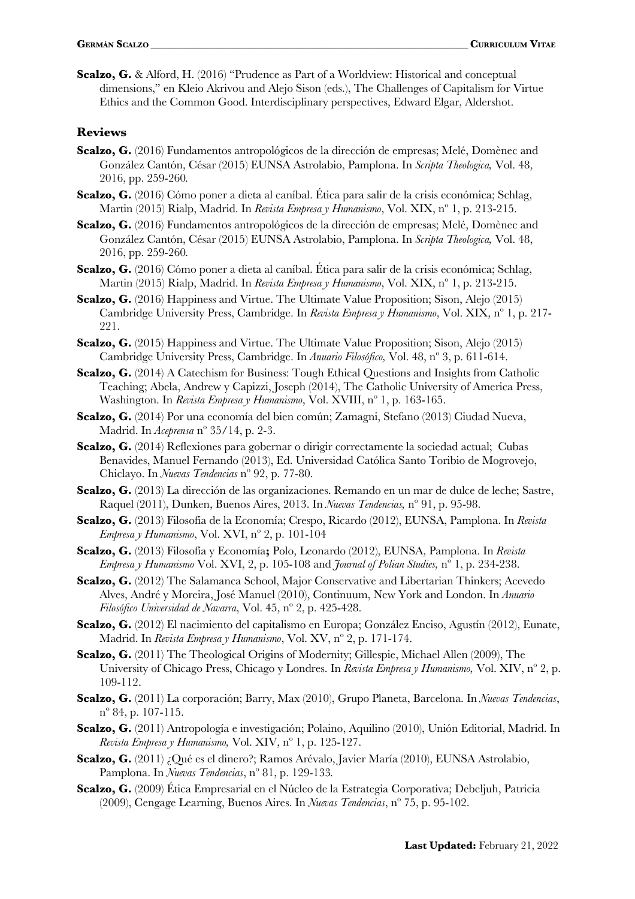**Scalzo, G.** & Alford, H. (2016) "Prudence as Part of a Worldview: Historical and conceptual dimensions," en Kleio Akrivou and Alejo Sison (eds.), The Challenges of Capitalism for Virtue Ethics and the Common Good. Interdisciplinary perspectives, Edward Elgar, Aldershot.

## Reviews

**Scalzo, G.** (2016) Fundamentos antropológicos de la dirección de empresas; Melé, Domènec and González Cantón, César (2015) EUNSA Astrolabio, Pamplona. In *Scripta Theologica,* Vol. 48, 2016, pp. 259-260.

**Scalzo, G.** (2016) Cómo poner a dieta al caníbal. Ética para salir de la crisis económica; Schlag, Martin (2015) Rialp, Madrid. In *Revista Empresa y Humanismo*, Vol. XIX, nº 1, p. 213-215.

**Scalzo, G.** (2016) Fundamentos antropológicos de la dirección de empresas; Melé, Domènec and González Cantón, César (2015) EUNSA Astrolabio, Pamplona. In *Scripta Theologica,* Vol. 48, 2016, pp. 259-260.

**Scalzo, G.** (2016) Cómo poner a dieta al caníbal. Ética para salir de la crisis económica; Schlag, Martin (2015) Rialp, Madrid. In *Revista Empresa y Humanismo*, Vol. XIX, nº 1, p. 213-215.

**Scalzo, G.** (2016) Happiness and Virtue. The Ultimate Value Proposition; Sison, Alejo (2015) Cambridge University Press, Cambridge. In *Revista Empresa y Humanismo*, Vol. XIX, nº 1, p. 217-221.

**Scalzo, G.** (2015) Happiness and Virtue. The Ultimate Value Proposition; Sison, Alejo (2015) Cambridge University Press, Cambridge. In *Anuario Filosófico,* Vol. 48, nº 3, p. 611-614.

**Scalzo, G.** (2014) A Catechism for Business: Tough Ethical Questions and Insights from Catholic Teaching; Abela, Andrew y Capizzi, Joseph (2014), The Catholic University of America Press, Washington. In *Revista Empresa y Humanismo*, Vol. XVIII, nº 1, p. 163-165.

**Scalzo, G.** (2014) Por una economía del bien común; Zamagni, Stefano (2013) Ciudad Nueva, Madrid. In *Aceprensa* nº 35/14, p. 2-3.

**Scalzo, G.** (2014) Reflexiones para gobernar o dirigir correctamente la sociedad actual; Cubas Benavides, Manuel Fernando (2013), Ed. Universidad Católica Santo Toribio de Mogrovejo, Chiclayo. In *Nuevas Tendencias* nº 92, p. 77-80.

**Scalzo, G.** (2013) La dirección de las organizaciones. Remando en un mar de dulce de leche; Sastre, Raquel (2011), Dunken, Buenos Aires, 2013. In *Nuevas Tendencias,* nº 91, p. 95-98.

**Scalzo, G.** (2013) Filosofía de la Economía; Crespo, Ricardo (2012), EUNSA, Pamplona. In *Revista Empresa y Humanismo*, Vol. XVI, nº 2, p. 101-104

**Scalzo, G.** (2013) Filosofía y Economía**;** Polo, Leonardo (2012), EUNSA, Pamplona. In *Revista Empresa y Humanismo* Vol. XVI, 2, p. 105-108 and *Journal of Polian Studies,* nº 1, p. 234-238.

**Scalzo, G.** (2012) The Salamanca School, Major Conservative and Libertarian Thinkers; Acevedo Alves, André y Moreira, José Manuel (2010), Continuum, New York and London. In *Anuario Filosófico Universidad de Navarra*, Vol. 45, nº 2, p. 425-428.

**Scalzo, G.** (2012) El nacimiento del capitalismo en Europa; González Enciso, Agustín (2012), Eunate, Madrid. In *Revista Empresa y Humanismo*, Vol. XV, nº 2, p. 171-174.

**Scalzo, G.** (2011) The Theological Origins of Modernity; Gillespie, Michael Allen (2009), The University of Chicago Press, Chicago y Londres. In *Revista Empresa y Humanismo,* Vol. XIV, nº 2, p. 109-112.

**Scalzo, G.** (2011) La corporación; Barry, Max (2010), Grupo Planeta, Barcelona. In *Nuevas Tendencias*, nº 84, p. 107-115.

**Scalzo, G.** (2011) Antropología e investigación; Polaino, Aquilino (2010), Unión Editorial, Madrid. In *Revista Empresa y Humanismo,* Vol. XIV, nº 1, p. 125-127.

**Scalzo, G.** (2011) ¿Qué es el dinero?; Ramos Arévalo, Javier María (2010), EUNSA Astrolabio, Pamplona. In *Nuevas Tendencias*, nº 81, p. 129-133.

**Scalzo, G.** (2009) Ética Empresarial en el Núcleo de la Estrategia Corporativa; Debeljuh, Patricia (2009), Cengage Learning, Buenos Aires. In *Nuevas Tendencias*, nº 75, p. 95-102.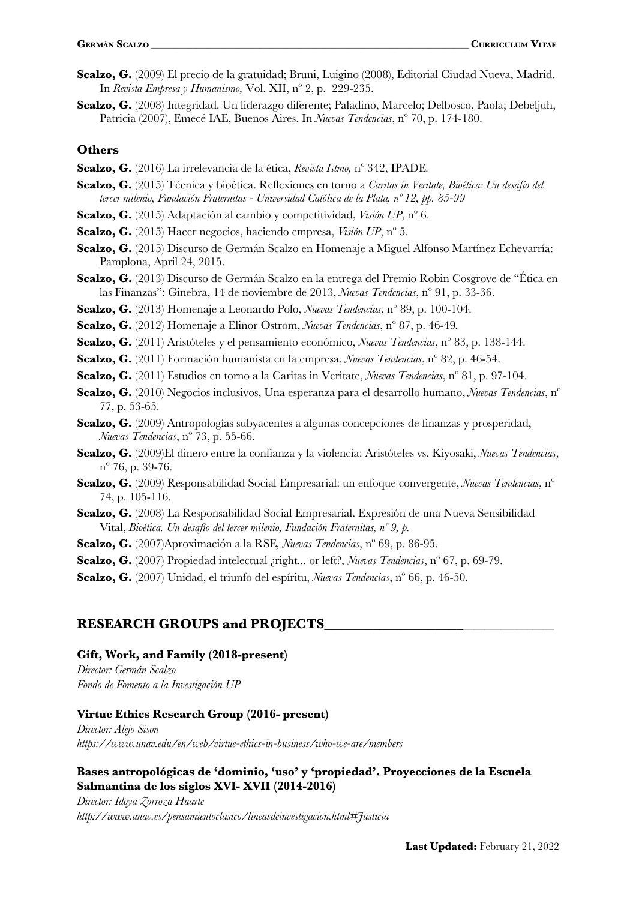**Scalzo, G.** (2009) El precio de la gratuidad; Bruni, Luigino (2008), Editorial Ciudad Nueva, Madrid. In *Revista Empresa y Humanismo,* Vol. XII, nº 2, p. 229-235.

**Scalzo, G.** (2008) Integridad. Un liderazgo diferente; Paladino, Marcelo; Delbosco, Paola; Debeljuh, Patricia (2007), Emecé IAE, Buenos Aires. In *Nuevas Tendencias*, nº 70, p. 174-180.

### Others

**Scalzo, G.** (2016) La irrelevancia de la ética, *Revista Istmo,* nº 342, IPADE.

**Scalzo, G.** (2015) Técnica y bioética. Reflexiones en torno a *Caritas in Veritate, Bioética: Un desafío del tercer milenio, Fundación Fraternitas - Universidad Católica de la Plata, nº 12, pp. 85-99*

**Scalzo, G.** (2015) Adaptación al cambio y competitividad, *Visión UP*, nº 6.

**Scalzo, G.** (2015) Hacer negocios, haciendo empresa, *Visión UP*, nº 5.

**Scalzo, G.** (2015) Discurso de Germán Scalzo en Homenaje a Miguel Alfonso Martínez Echevarría: Pamplona, April 24, 2015.

**Scalzo, G.** (2013) Discurso de Germán Scalzo en la entrega del Premio Robin Cosgrove de "Ética en las Finanzas": Ginebra, 14 de noviembre de 2013, *Nuevas Tendencias*, nº 91, p. 33-36.

**Scalzo, G.** (2013) Homenaje a Leonardo Polo, *Nuevas Tendencias*, nº 89, p. 100-104.

**Scalzo, G.** (2012) Homenaje a Elinor Ostrom, *Nuevas Tendencias*, nº 87, p. 46-49.

**Scalzo, G.** (2011) Aristóteles y el pensamiento económico, *Nuevas Tendencias*, nº 83, p. 138-144.

**Scalzo, G.** (2011) Formación humanista en la empresa, *Nuevas Tendencias*, nº 82, p. 46-54.

**Scalzo, G.** (2011) Estudios en torno a la Caritas in Veritate, *Nuevas Tendencias*, nº 81, p. 97-104.

**Scalzo, G.** (2010) Negocios inclusivos, Una esperanza para el desarrollo humano, *Nuevas Tendencias*, nº 77, p. 53-65.

**Scalzo, G.** (2009) Antropologías subyacentes a algunas concepciones de finanzas y prosperidad, *Nuevas Tendencias*, nº 73, p. 55-66.

**Scalzo, G.** (2009)El dinero entre la confianza y la violencia: Aristóteles vs. Kiyosaki, *Nuevas Tendencias*, nº 76, p. 39-76.

**Scalzo, G.** (2009) Responsabilidad Social Empresarial: un enfoque convergente, *Nuevas Tendencias*, nº 74, p. 105-116.

**Scalzo, G.** (2008) La Responsabilidad Social Empresarial. Expresión de una Nueva Sensibilidad Vital, *Bioética. Un desafío del tercer milenio, Fundación Fraternitas, nº 9, p.*

**Scalzo, G.** (2007)Aproximación a la RSE, *Nuevas Tendencias*, nº 69, p. 86-95.

**Scalzo, G.** (2007) Propiedad intelectual ¿right... or left?, *Nuevas Tendencias*, nº 67, p. 69-79.

**Scalzo, G.** (2007) Unidad, el triunfo del espíritu, *Nuevas Tendencias*, nº 66, p. 46-50.

## RESEARCH GROUPS and PROJECTS

**Gift, Work, and Family (2018-present)**
*Director: Germán Scalzo*
*Fondo de Fomento a la Investigación UP*

**Virtue Ethics Research Group (2016- present)**
*Director: Alejo Sison*
*https://www.unav.edu/en/web/virtue-ethics-in-business/who-we-are/members*

**Bases antropológicas de 'dominio, 'uso' y 'propiedad'. Proyecciones de la Escuela Salmantina de los siglos XVI- XVII (2014-2016)**
*Director: Idoya Zorroza Huarte*
*http://www.unav.es/pensamientoclasico/lineasdeinvestigacion.html#Justicia*

**Last Updated:** February 21, 2022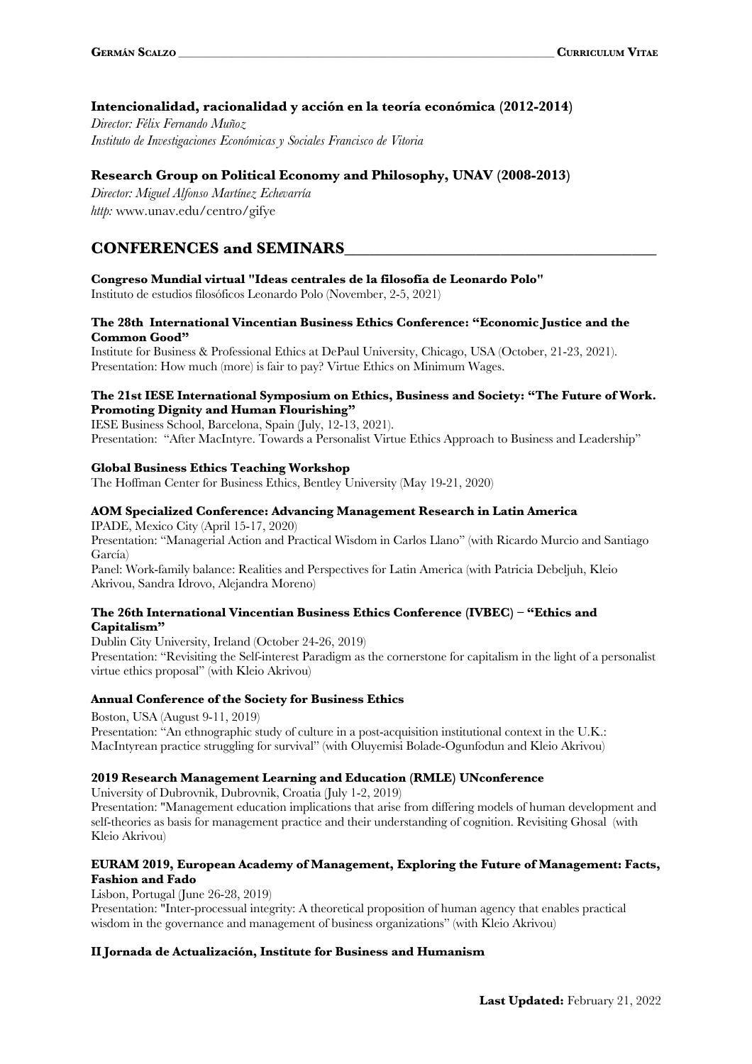**Intencionalidad, racionalidad y acción en la teoría económica (2012-2014)**
*Director: Félix Fernando Muñoz*
*Instituto de Investigaciones Económicas y Sociales Francisco de Vitoria*

**Research Group on Political Economy and Philosophy, UNAV (2008-2013)**
*Director: Miguel Alfonso Martínez Echevarría*
*http:* www.unav.edu/centro/gifye

## CONFERENCES and SEMINARS

**Congreso Mundial virtual "Ideas centrales de la filosofía de Leonardo Polo"**
Instituto de estudios filosóficos Leonardo Polo (November, 2-5, 2021)

**The 28th International Vincentian Business Ethics Conference: "Economic Justice and the Common Good"**
Institute for Business & Professional Ethics at DePaul University, Chicago, USA (October, 21-23, 2021).
Presentation: How much (more) is fair to pay? Virtue Ethics on Minimum Wages.

**The 21st IESE International Symposium on Ethics, Business and Society: "The Future of Work. Promoting Dignity and Human Flourishing"**
IESE Business School, Barcelona, Spain (July, 12-13, 2021).
Presentation: "After MacIntyre. Towards a Personalist Virtue Ethics Approach to Business and Leadership"

**Global Business Ethics Teaching Workshop**
The Hoffman Center for Business Ethics, Bentley University (May 19-21, 2020)

**AOM Specialized Conference: Advancing Management Research in Latin America**
IPADE, Mexico City (April 15-17, 2020)
Presentation: "Managerial Action and Practical Wisdom in Carlos Llano" (with Ricardo Murcio and Santiago García)
Panel: Work-family balance: Realities and Perspectives for Latin America (with Patricia Debeljuh, Kleio Akrivou, Sandra Idrovo, Alejandra Moreno)

**The 26th International Vincentian Business Ethics Conference (IVBEC) – "Ethics and Capitalism"**
Dublin City University, Ireland (October 24-26, 2019)
Presentation: "Revisiting the Self-interest Paradigm as the cornerstone for capitalism in the light of a personalist virtue ethics proposal" (with Kleio Akrivou)

**Annual Conference of the Society for Business Ethics**
Boston, USA (August 9-11, 2019)
Presentation: "An ethnographic study of culture in a post-acquisition institutional context in the U.K.: MacIntyrean practice struggling for survival" (with Oluyemisi Bolade-Ogunfodun and Kleio Akrivou)

**2019 Research Management Learning and Education (RMLE) UNconference**
University of Dubrovnik, Dubrovnik, Croatia (July 1-2, 2019)
Presentation: "Management education implications that arise from differing models of human development and self-theories as basis for management practice and their understanding of cognition. Revisiting Ghosal (with Kleio Akrivou)

**EURAM 2019, European Academy of Management, Exploring the Future of Management: Facts, Fashion and Fado**
Lisbon, Portugal (June 26-28, 2019)
Presentation: "Inter-processual integrity: A theoretical proposition of human agency that enables practical wisdom in the governance and management of business organizations" (with Kleio Akrivou)

**II Jornada de Actualización, Institute for Business and Humanism**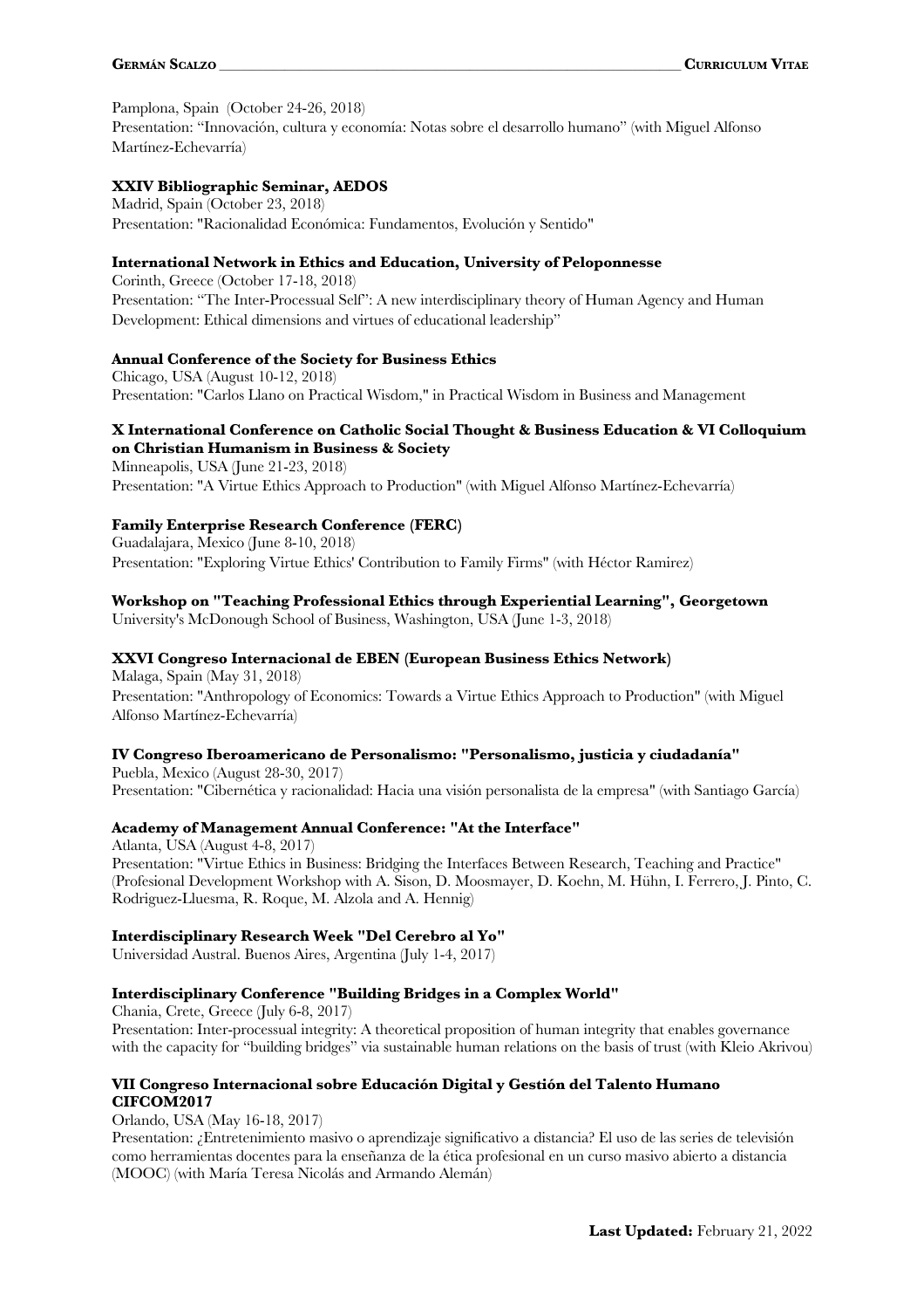Pamplona, Spain (October 24-26, 2018)
Presentation: "Innovación, cultura y economía: Notas sobre el desarrollo humano" (with Miguel Alfonso Martínez-Echevarría)

**XXIV Bibliographic Seminar, AEDOS**
Madrid, Spain (October 23, 2018)
Presentation: "Racionalidad Económica: Fundamentos, Evolución y Sentido"

**International Network in Ethics and Education, University of Peloponnesse**
Corinth, Greece (October 17-18, 2018)
Presentation: "The Inter-Processual Self": A new interdisciplinary theory of Human Agency and Human Development: Ethical dimensions and virtues of educational leadership"

**Annual Conference of the Society for Business Ethics**
Chicago, USA (August 10-12, 2018)
Presentation: "Carlos Llano on Practical Wisdom," in Practical Wisdom in Business and Management

**X International Conference on Catholic Social Thought & Business Education & VI Colloquium on Christian Humanism in Business & Society**
Minneapolis, USA (June 21-23, 2018)
Presentation: "A Virtue Ethics Approach to Production" (with Miguel Alfonso Martínez-Echevarría)

**Family Enterprise Research Conference (FERC)**
Guadalajara, Mexico (June 8-10, 2018)
Presentation: "Exploring Virtue Ethics' Contribution to Family Firms" (with Héctor Ramirez)

**Workshop on "Teaching Professional Ethics through Experiential Learning", Georgetown**
University's McDonough School of Business, Washington, USA (June 1-3, 2018)

**XXVI Congreso Internacional de EBEN (European Business Ethics Network)**
Malaga, Spain (May 31, 2018)
Presentation: "Anthropology of Economics: Towards a Virtue Ethics Approach to Production" (with Miguel Alfonso Martínez-Echevarría)

**IV Congreso Iberoamericano de Personalismo: "Personalismo, justicia y ciudadanía"**
Puebla, Mexico (August 28-30, 2017)
Presentation: "Cibernética y racionalidad: Hacia una visión personalista de la empresa" (with Santiago García)

**Academy of Management Annual Conference: "At the Interface"**
Atlanta, USA (August 4-8, 2017)
Presentation: "Virtue Ethics in Business: Bridging the Interfaces Between Research, Teaching and Practice" (Profesional Development Workshop with A. Sison, D. Moosmayer, D. Koehn, M. Hühn, I. Ferrero, J. Pinto, C. Rodriguez-Lluesma, R. Roque, M. Alzola and A. Hennig)

**Interdisciplinary Research Week "Del Cerebro al Yo"**
Universidad Austral. Buenos Aires, Argentina (July 1-4, 2017)

**Interdisciplinary Conference "Building Bridges in a Complex World"**
Chania, Crete, Greece (July 6-8, 2017)
Presentation: Inter-processual integrity: A theoretical proposition of human integrity that enables governance with the capacity for "building bridges" via sustainable human relations on the basis of trust (with Kleio Akrivou)

**VII Congreso Internacional sobre Educación Digital y Gestión del Talento Humano CIFCOM2017**
Orlando, USA (May 16-18, 2017)
Presentation: ¿Entretenimiento masivo o aprendizaje significativo a distancia? El uso de las series de televisión como herramientas docentes para la enseñanza de la ética profesional en un curso masivo abierto a distancia (MOOC) (with María Teresa Nicolás and Armando Alemán)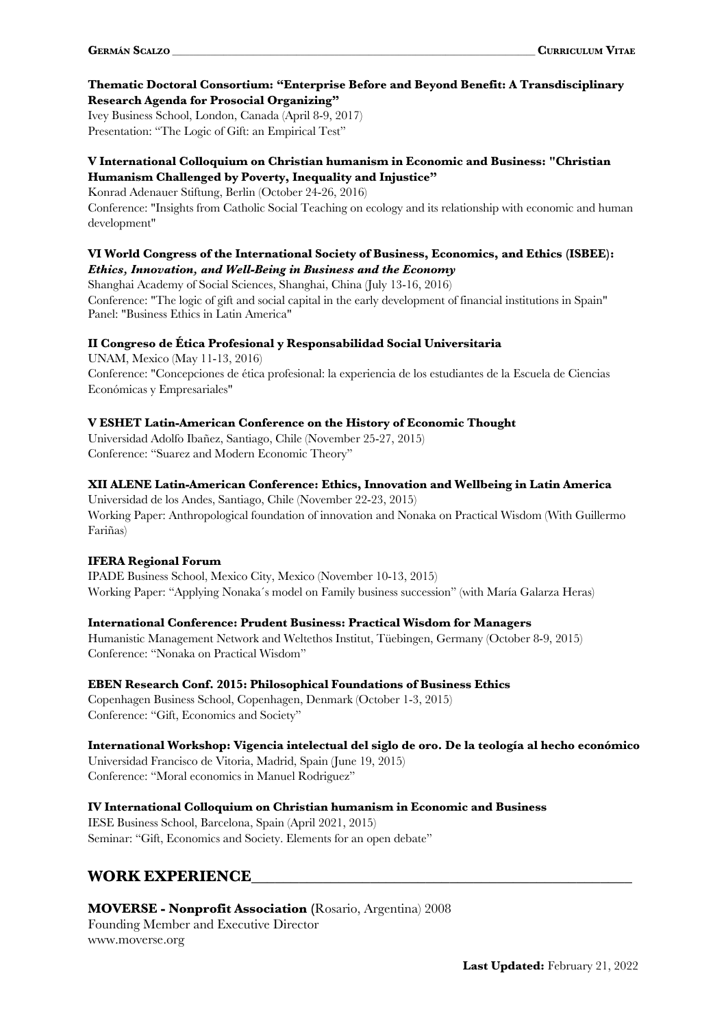**Thematic Doctoral Consortium: "Enterprise Before and Beyond Benefit: A Transdisciplinary Research Agenda for Prosocial Organizing"**
Ivey Business School, London, Canada (April 8-9, 2017)
Presentation: "The Logic of Gift: an Empirical Test"

**V International Colloquium on Christian humanism in Economic and Business: "Christian Humanism Challenged by Poverty, Inequality and Injustice"**
Konrad Adenauer Stiftung, Berlin (October 24-26, 2016)
Conference: "Insights from Catholic Social Teaching on ecology and its relationship with economic and human development"

**VI World Congress of the International Society of Business, Economics, and Ethics (ISBEE): *Ethics, Innovation, and Well-Being in Business and the Economy***
Shanghai Academy of Social Sciences, Shanghai, China (July 13-16, 2016)
Conference: "The logic of gift and social capital in the early development of financial institutions in Spain"
Panel: "Business Ethics in Latin America"

**II Congreso de Ética Profesional y Responsabilidad Social Universitaria**
UNAM, Mexico (May 11-13, 2016)
Conference: "Concepciones de ética profesional: la experiencia de los estudiantes de la Escuela de Ciencias Económicas y Empresariales"

**V ESHET Latin-American Conference on the History of Economic Thought**
Universidad Adolfo Ibañez, Santiago, Chile (November 25-27, 2015)
Conference: "Suarez and Modern Economic Theory"

**XII ALENE Latin-American Conference: Ethics, Innovation and Wellbeing in Latin America**
Universidad de los Andes, Santiago, Chile (November 22-23, 2015)
Working Paper: Anthropological foundation of innovation and Nonaka on Practical Wisdom (With Guillermo Fariñas)

**IFERA Regional Forum**
IPADE Business School, Mexico City, Mexico (November 10-13, 2015)
Working Paper: "Applying Nonaka´s model on Family business succession" (with María Galarza Heras)

**International Conference: Prudent Business: Practical Wisdom for Managers**
Humanistic Management Network and Weltethos Institut, Tüebingen, Germany (October 8-9, 2015)
Conference: "Nonaka on Practical Wisdom"

**EBEN Research Conf. 2015: Philosophical Foundations of Business Ethics**
Copenhagen Business School, Copenhagen, Denmark (October 1-3, 2015)
Conference: "Gift, Economics and Society"

**International Workshop: Vigencia intelectual del siglo de oro. De la teología al hecho económico**
Universidad Francisco de Vitoria, Madrid, Spain (June 19, 2015)
Conference: "Moral economics in Manuel Rodriguez"

**IV International Colloquium on Christian humanism in Economic and Business**
IESE Business School, Barcelona, Spain (April 2021, 2015)
Seminar: "Gift, Economics and Society. Elements for an open debate"

## WORK EXPERIENCE

**MOVERSE - Nonprofit Association** (Rosario, Argentina) 2008
Founding Member and Executive Director
www.moverse.org

**Last Updated:** February 21, 2022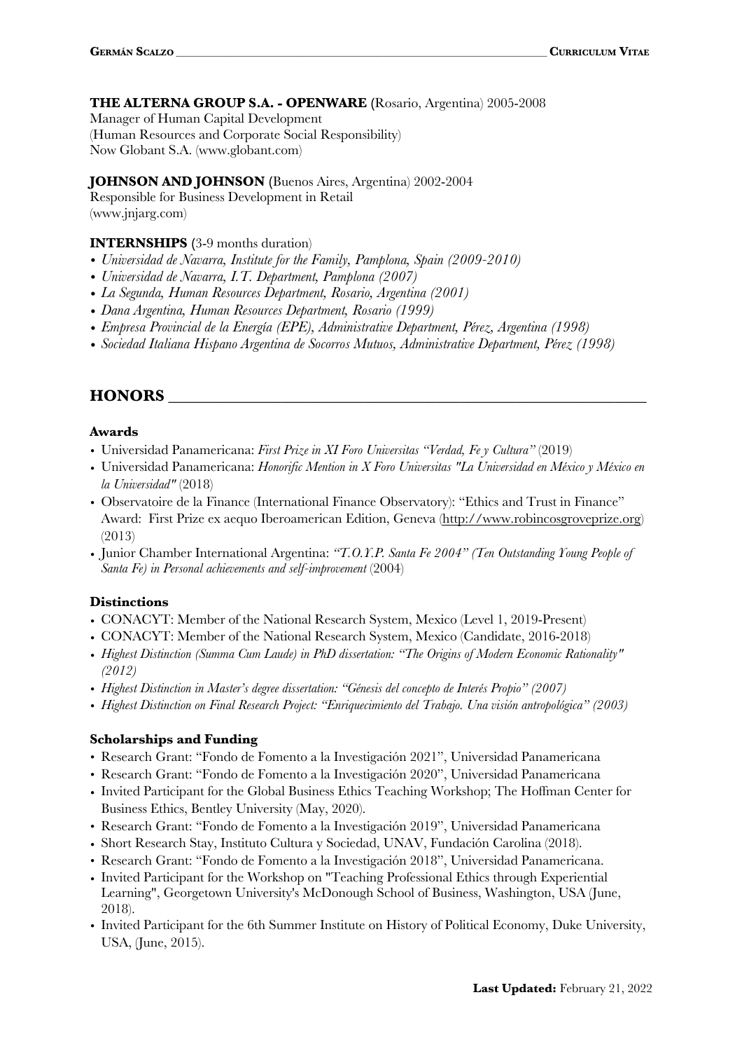**THE ALTERNA GROUP S.A. - OPENWARE** (Rosario, Argentina) 2005-2008
Manager of Human Capital Development
(Human Resources and Corporate Social Responsibility)
Now Globant S.A. (www.globant.com)

**JOHNSON AND JOHNSON** (Buenos Aires, Argentina) 2002-2004
Responsible for Business Development in Retail
(www.jnjarg.com)

**INTERNSHIPS** (3-9 months duration)

- *Universidad de Navarra, Institute for the Family, Pamplona, Spain (2009-2010)*
- *Universidad de Navarra, I.T. Department, Pamplona (2007)*
- *La Segunda, Human Resources Department, Rosario, Argentina (2001)*
- *Dana Argentina, Human Resources Department, Rosario (1999)*
- *Empresa Provincial de la Energía (EPE), Administrative Department, Pérez, Argentina (1998)*
- *Sociedad Italiana Hispano Argentina de Socorros Mutuos, Administrative Department, Pérez (1998)*

## HONORS

### Awards

- Universidad Panamericana: *First Prize in XI Foro Universitas "Verdad, Fe y Cultura"* (2019)
- Universidad Panamericana: *Honorific Mention in X Foro Universitas "La Universidad en México y México en la Universidad"* (2018)
- Observatoire de la Finance (International Finance Observatory): "Ethics and Trust in Finance" Award: First Prize ex aequo Iberoamerican Edition, Geneva (http://www.robincosgroveprize.org) (2013)
- Junior Chamber International Argentina: *"T.O.Y.P. Santa Fe 2004" (Ten Outstanding Young People of Santa Fe) in Personal achievements and self-improvement* (2004)

### Distinctions

- CONACYT: Member of the National Research System, Mexico (Level 1, 2019-Present)
- CONACYT: Member of the National Research System, Mexico (Candidate, 2016-2018)
- *Highest Distinction (Summa Cum Laude) in PhD dissertation: "The Origins of Modern Economic Rationality" (2012)*
- *Highest Distinction in Master's degree dissertation: "Génesis del concepto de Interés Propio" (2007)*
- *Highest Distinction on Final Research Project: "Enriquecimiento del Trabajo. Una visión antropológica" (2003)*

### Scholarships and Funding

- Research Grant: "Fondo de Fomento a la Investigación 2021", Universidad Panamericana
- Research Grant: "Fondo de Fomento a la Investigación 2020", Universidad Panamericana
- Invited Participant for the Global Business Ethics Teaching Workshop; The Hoffman Center for Business Ethics, Bentley University (May, 2020).
- Research Grant: "Fondo de Fomento a la Investigación 2019", Universidad Panamericana
- Short Research Stay, Instituto Cultura y Sociedad, UNAV, Fundación Carolina (2018).
- Research Grant: "Fondo de Fomento a la Investigación 2018", Universidad Panamericana.
- Invited Participant for the Workshop on "Teaching Professional Ethics through Experiential Learning", Georgetown University's McDonough School of Business, Washington, USA (June, 2018).
- Invited Participant for the 6th Summer Institute on History of Political Economy, Duke University, USA, (June, 2015).

**Last Updated:** February 21, 2022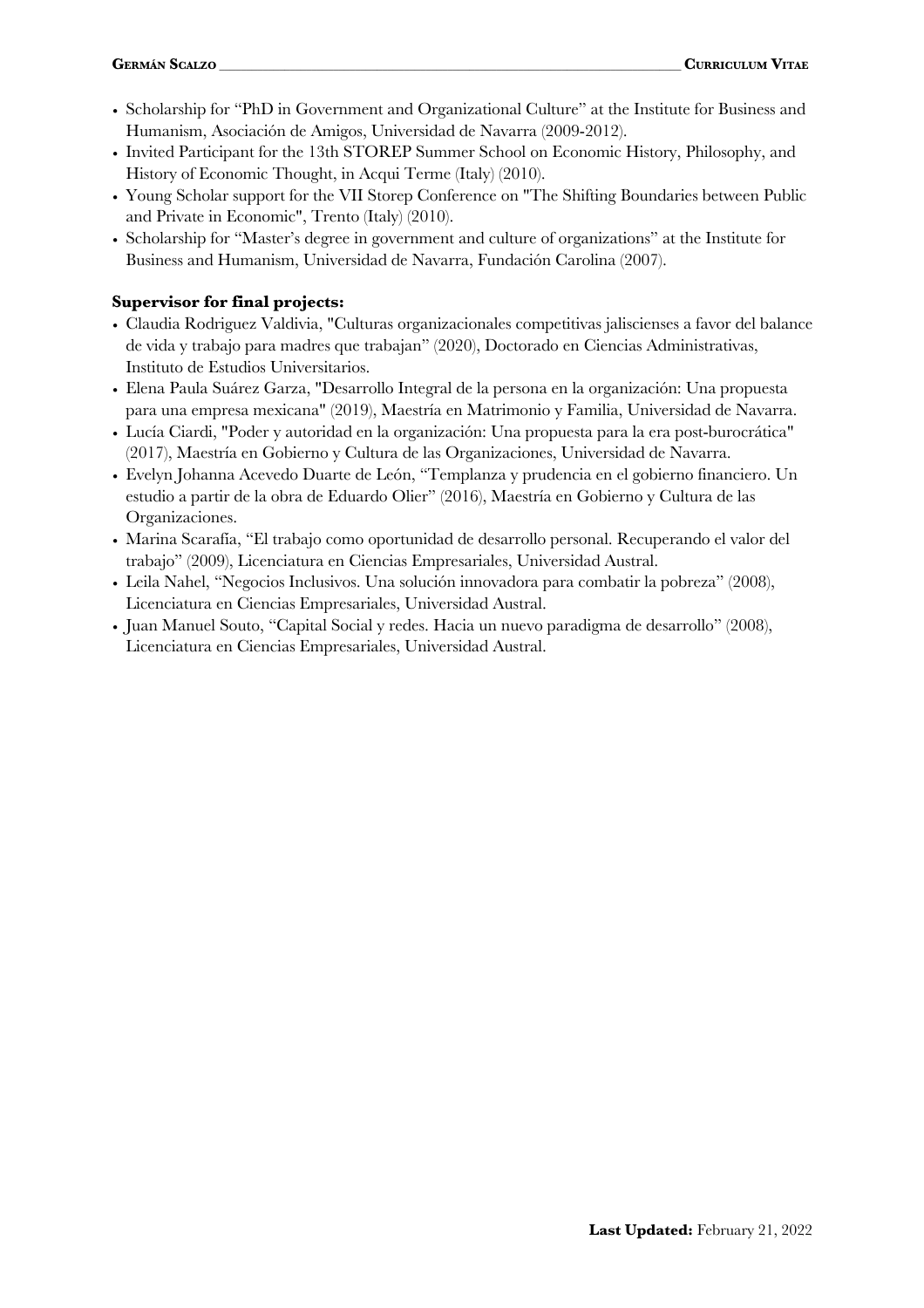- Scholarship for “PhD in Government and Organizational Culture” at the Institute for Business and Humanism, Asociación de Amigos, Universidad de Navarra (2009-2012).
- Invited Participant for the 13th STOREP Summer School on Economic History, Philosophy, and History of Economic Thought, in Acqui Terme (Italy) (2010).
- Young Scholar support for the VII Storep Conference on "The Shifting Boundaries between Public and Private in Economic", Trento (Italy) (2010).
- Scholarship for “Master’s degree in government and culture of organizations” at the Institute for Business and Humanism, Universidad de Navarra, Fundación Carolina (2007).

**Supervisor for final projects:**

- Claudia Rodriguez Valdivia, "Culturas organizacionales competitivas jaliscienses a favor del balance de vida y trabajo para madres que trabajan” (2020), Doctorado en Ciencias Administrativas, Instituto de Estudios Universitarios.
- Elena Paula Suárez Garza, "Desarrollo Integral de la persona en la organización: Una propuesta para una empresa mexicana" (2019), Maestría en Matrimonio y Familia, Universidad de Navarra.
- Lucía Ciardi, "Poder y autoridad en la organización: Una propuesta para la era post-burocrática" (2017), Maestría en Gobierno y Cultura de las Organizaciones, Universidad de Navarra.
- Evelyn Johanna Acevedo Duarte de León, “Templanza y prudencia en el gobierno financiero. Un estudio a partir de la obra de Eduardo Olier” (2016), Maestría en Gobierno y Cultura de las Organizaciones.
- Marina Scarafía, “El trabajo como oportunidad de desarrollo personal. Recuperando el valor del trabajo” (2009), Licenciatura en Ciencias Empresariales, Universidad Austral.
- Leila Nahel, “Negocios Inclusivos. Una solución innovadora para combatir la pobreza” (2008), Licenciatura en Ciencias Empresariales, Universidad Austral.
- Juan Manuel Souto, “Capital Social y redes. Hacia un nuevo paradigma de desarrollo” (2008), Licenciatura en Ciencias Empresariales, Universidad Austral.

**Last Updated:** February 21, 2022